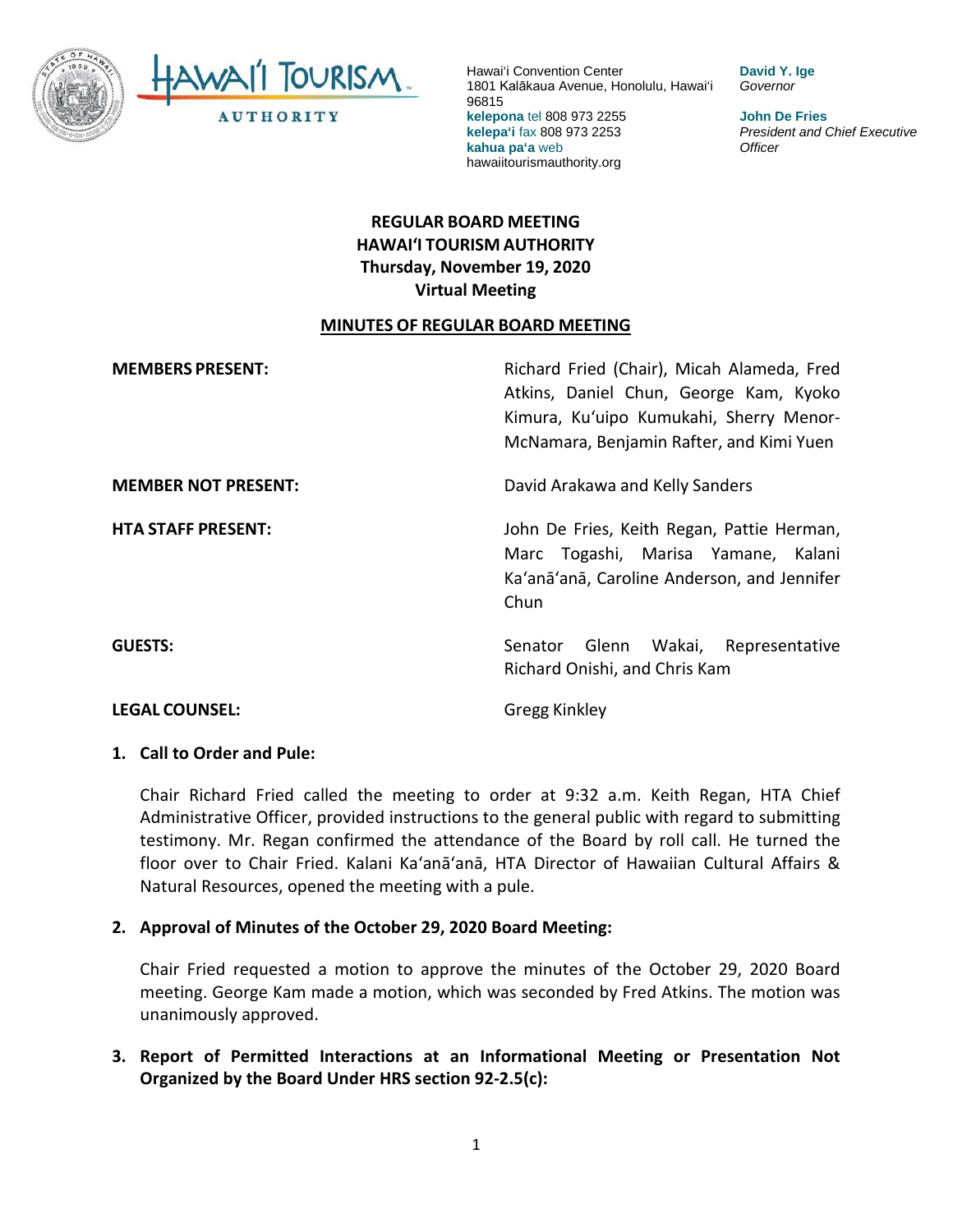Hawaiʻi Convention Center
1801 Kalākaua Avenue, Honolulu, Hawaiʻi 96815
**kelepona** tel 808 973 2255
**kelepaʻi** fax 808 973 2253
**kahua paʻa** web hawaiitourismauthority.org

**David Y. Ige**
*Governor*

**John De Fries**
*President and Chief Executive Officer*

**REGULAR BOARD MEETING**
**HAWAIʻI TOURISM AUTHORITY**
**Thursday, November 19, 2020**
**Virtual Meeting**

**MINUTES OF REGULAR BOARD MEETING**

**MEMBERS PRESENT:** Richard Fried (Chair), Micah Alameda, Fred Atkins, Daniel Chun, George Kam, Kyoko Kimura, Kuʻuipo Kumukahi, Sherry Menor-McNamara, Benjamin Rafter, and Kimi Yuen

**MEMBER NOT PRESENT:** David Arakawa and Kelly Sanders

**HTA STAFF PRESENT:** John De Fries, Keith Regan, Pattie Herman, Marc Togashi, Marisa Yamane, Kalani Kaʻanāʻanā, Caroline Anderson, and Jennifer Chun

**GUESTS:** Senator Glenn Wakai, Representative Richard Onishi, and Chris Kam

**LEGAL COUNSEL:** Gregg Kinkley

**1. Call to Order and Pule:**

Chair Richard Fried called the meeting to order at 9:32 a.m. Keith Regan, HTA Chief Administrative Officer, provided instructions to the general public with regard to submitting testimony. Mr. Regan confirmed the attendance of the Board by roll call. He turned the floor over to Chair Fried. Kalani Kaʻanāʻanā, HTA Director of Hawaiian Cultural Affairs & Natural Resources, opened the meeting with a pule.

**2. Approval of Minutes of the October 29, 2020 Board Meeting:**

Chair Fried requested a motion to approve the minutes of the October 29, 2020 Board meeting. George Kam made a motion, which was seconded by Fred Atkins. The motion was unanimously approved.

**3. Report of Permitted Interactions at an Informational Meeting or Presentation Not Organized by the Board Under HRS section 92-2.5(c):**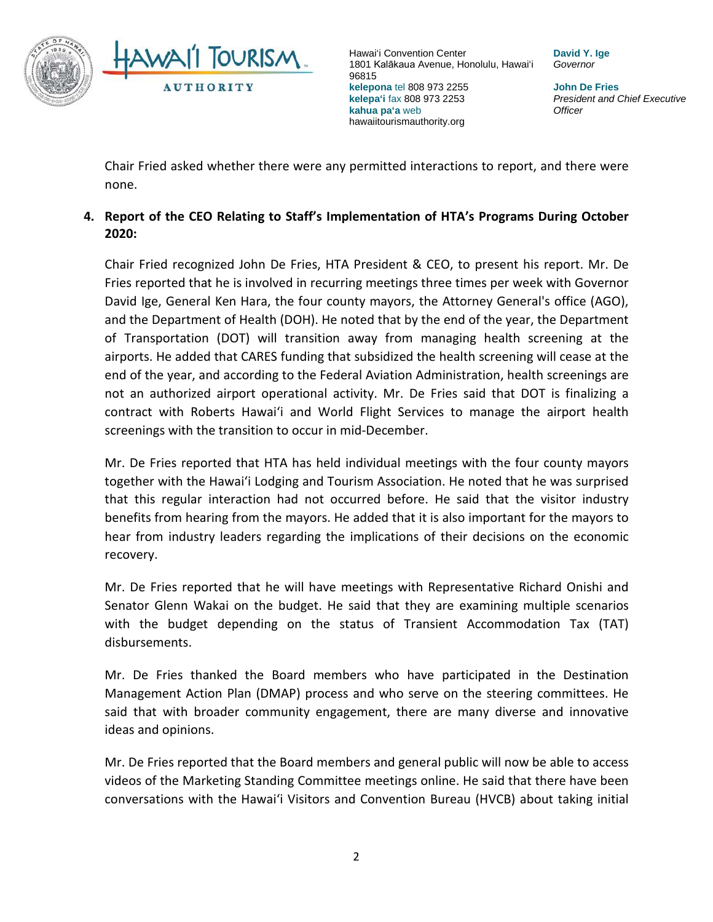Chair Fried asked whether there were any permitted interactions to report, and there were none.

**4. Report of the CEO Relating to Staff's Implementation of HTA's Programs During October 2020:**

Chair Fried recognized John De Fries, HTA President & CEO, to present his report. Mr. De Fries reported that he is involved in recurring meetings three times per week with Governor David Ige, General Ken Hara, the four county mayors, the Attorney General's office (AGO), and the Department of Health (DOH). He noted that by the end of the year, the Department of Transportation (DOT) will transition away from managing health screening at the airports. He added that CARES funding that subsidized the health screening will cease at the end of the year, and according to the Federal Aviation Administration, health screenings are not an authorized airport operational activity. Mr. De Fries said that DOT is finalizing a contract with Roberts Hawai'i and World Flight Services to manage the airport health screenings with the transition to occur in mid-December.

Mr. De Fries reported that HTA has held individual meetings with the four county mayors together with the Hawai'i Lodging and Tourism Association. He noted that he was surprised that this regular interaction had not occurred before. He said that the visitor industry benefits from hearing from the mayors. He added that it is also important for the mayors to hear from industry leaders regarding the implications of their decisions on the economic recovery.

Mr. De Fries reported that he will have meetings with Representative Richard Onishi and Senator Glenn Wakai on the budget. He said that they are examining multiple scenarios with the budget depending on the status of Transient Accommodation Tax (TAT) disbursements.

Mr. De Fries thanked the Board members who have participated in the Destination Management Action Plan (DMAP) process and who serve on the steering committees. He said that with broader community engagement, there are many diverse and innovative ideas and opinions.

Mr. De Fries reported that the Board members and general public will now be able to access videos of the Marketing Standing Committee meetings online. He said that there have been conversations with the Hawai'i Visitors and Convention Bureau (HVCB) about taking initial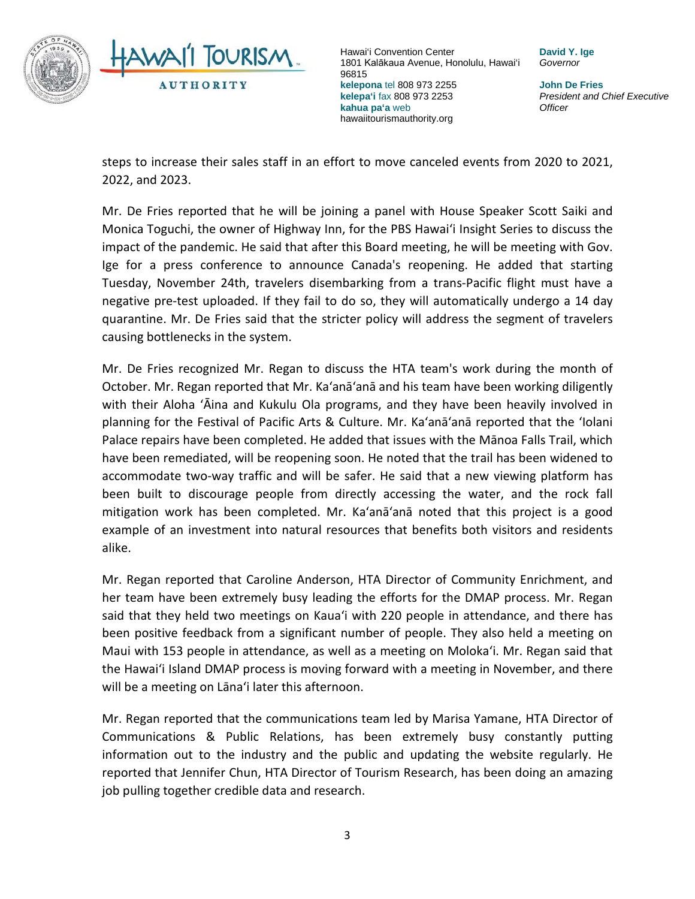steps to increase their sales staff in an effort to move canceled events from 2020 to 2021, 2022, and 2023.

Mr. De Fries reported that he will be joining a panel with House Speaker Scott Saiki and Monica Toguchi, the owner of Highway Inn, for the PBS Hawaiʻi Insight Series to discuss the impact of the pandemic. He said that after this Board meeting, he will be meeting with Gov. Ige for a press conference to announce Canada's reopening. He added that starting Tuesday, November 24th, travelers disembarking from a trans-Pacific flight must have a negative pre-test uploaded. If they fail to do so, they will automatically undergo a 14 day quarantine. Mr. De Fries said that the stricter policy will address the segment of travelers causing bottlenecks in the system.

Mr. De Fries recognized Mr. Regan to discuss the HTA team's work during the month of October. Mr. Regan reported that Mr. Kaʻanāʻanā and his team have been working diligently with their Aloha ʻĀina and Kukulu Ola programs, and they have been heavily involved in planning for the Festival of Pacific Arts & Culture. Mr. Kaʻanāʻanā reported that the ʻIolani Palace repairs have been completed. He added that issues with the Mānoa Falls Trail, which have been remediated, will be reopening soon. He noted that the trail has been widened to accommodate two-way traffic and will be safer. He said that a new viewing platform has been built to discourage people from directly accessing the water, and the rock fall mitigation work has been completed. Mr. Kaʻanāʻanā noted that this project is a good example of an investment into natural resources that benefits both visitors and residents alike.

Mr. Regan reported that Caroline Anderson, HTA Director of Community Enrichment, and her team have been extremely busy leading the efforts for the DMAP process. Mr. Regan said that they held two meetings on Kauaʻi with 220 people in attendance, and there has been positive feedback from a significant number of people. They also held a meeting on Maui with 153 people in attendance, as well as a meeting on Molokaʻi. Mr. Regan said that the Hawaiʻi Island DMAP process is moving forward with a meeting in November, and there will be a meeting on Lānaʻi later this afternoon.

Mr. Regan reported that the communications team led by Marisa Yamane, HTA Director of Communications & Public Relations, has been extremely busy constantly putting information out to the industry and the public and updating the website regularly. He reported that Jennifer Chun, HTA Director of Tourism Research, has been doing an amazing job pulling together credible data and research.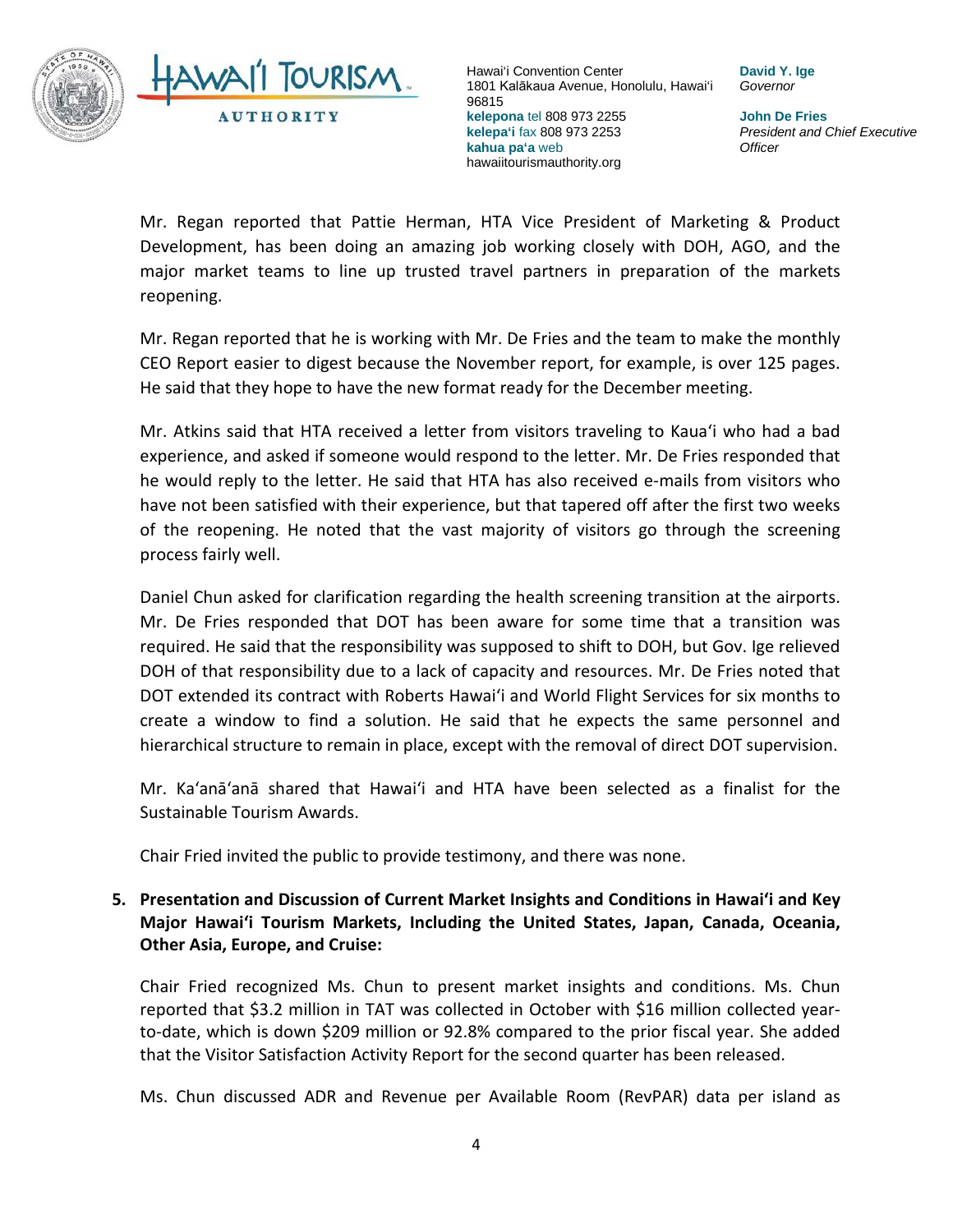Mr. Regan reported that Pattie Herman, HTA Vice President of Marketing & Product Development, has been doing an amazing job working closely with DOH, AGO, and the major market teams to line up trusted travel partners in preparation of the markets reopening.

Mr. Regan reported that he is working with Mr. De Fries and the team to make the monthly CEO Report easier to digest because the November report, for example, is over 125 pages. He said that they hope to have the new format ready for the December meeting.

Mr. Atkins said that HTA received a letter from visitors traveling to Kauaʻi who had a bad experience, and asked if someone would respond to the letter. Mr. De Fries responded that he would reply to the letter. He said that HTA has also received e-mails from visitors who have not been satisfied with their experience, but that tapered off after the first two weeks of the reopening. He noted that the vast majority of visitors go through the screening process fairly well.

Daniel Chun asked for clarification regarding the health screening transition at the airports. Mr. De Fries responded that DOT has been aware for some time that a transition was required. He said that the responsibility was supposed to shift to DOH, but Gov. Ige relieved DOH of that responsibility due to a lack of capacity and resources. Mr. De Fries noted that DOT extended its contract with Roberts Hawaiʻi and World Flight Services for six months to create a window to find a solution. He said that he expects the same personnel and hierarchical structure to remain in place, except with the removal of direct DOT supervision.

Mr. Kaʻanāʻanā shared that Hawaiʻi and HTA have been selected as a finalist for the Sustainable Tourism Awards.

Chair Fried invited the public to provide testimony, and there was none.

**5. Presentation and Discussion of Current Market Insights and Conditions in Hawaiʻi and Key Major Hawaiʻi Tourism Markets, Including the United States, Japan, Canada, Oceania, Other Asia, Europe, and Cruise:**

Chair Fried recognized Ms. Chun to present market insights and conditions. Ms. Chun reported that $3.2 million in TAT was collected in October with $16 million collected year-to-date, which is down $209 million or 92.8% compared to the prior fiscal year. She added that the Visitor Satisfaction Activity Report for the second quarter has been released.

Ms. Chun discussed ADR and Revenue per Available Room (RevPAR) data per island as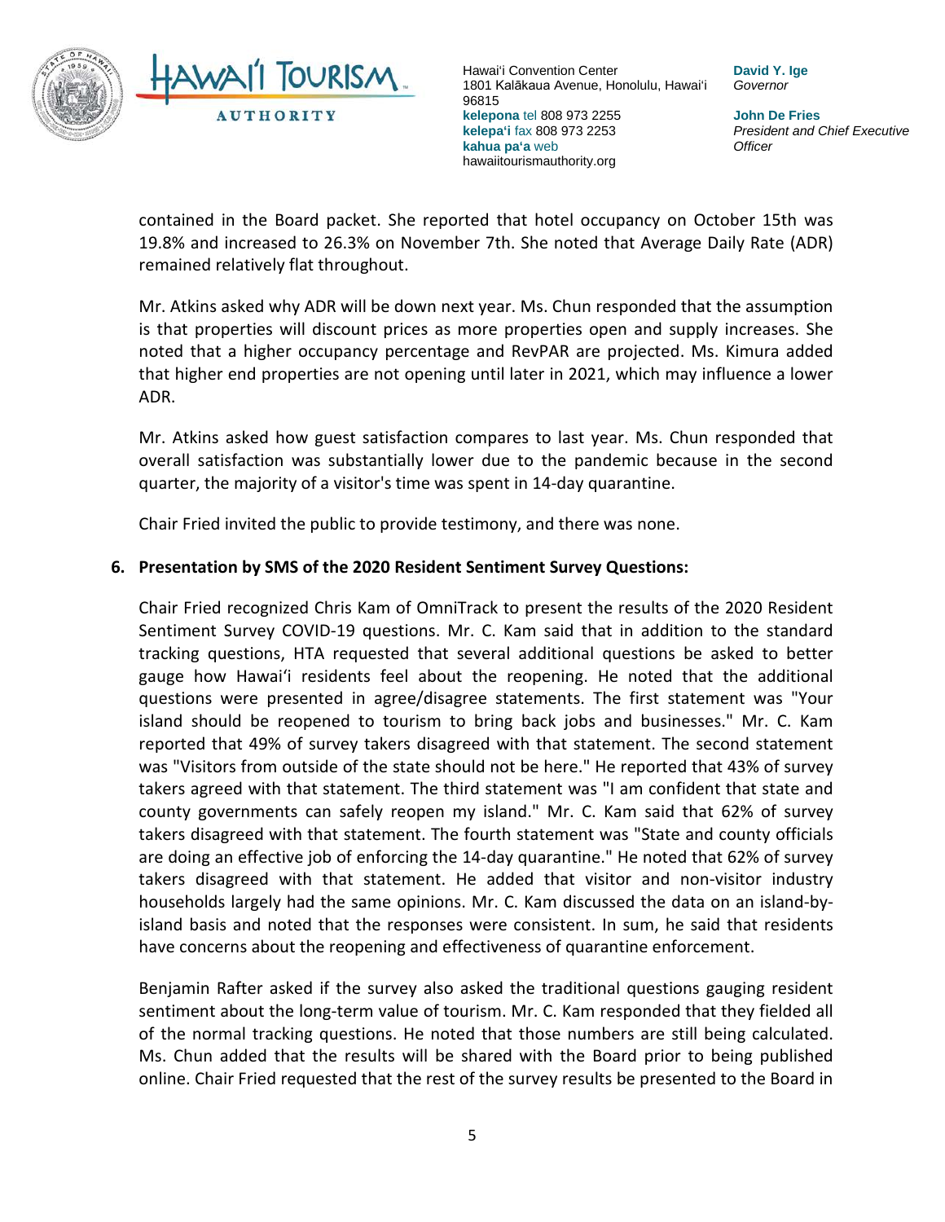contained in the Board packet. She reported that hotel occupancy on October 15th was 19.8% and increased to 26.3% on November 7th. She noted that Average Daily Rate (ADR) remained relatively flat throughout.

Mr. Atkins asked why ADR will be down next year. Ms. Chun responded that the assumption is that properties will discount prices as more properties open and supply increases. She noted that a higher occupancy percentage and RevPAR are projected. Ms. Kimura added that higher end properties are not opening until later in 2021, which may influence a lower ADR.

Mr. Atkins asked how guest satisfaction compares to last year. Ms. Chun responded that overall satisfaction was substantially lower due to the pandemic because in the second quarter, the majority of a visitor's time was spent in 14-day quarantine.

Chair Fried invited the public to provide testimony, and there was none.

**6. Presentation by SMS of the 2020 Resident Sentiment Survey Questions:**

Chair Fried recognized Chris Kam of OmniTrack to present the results of the 2020 Resident Sentiment Survey COVID-19 questions. Mr. C. Kam said that in addition to the standard tracking questions, HTA requested that several additional questions be asked to better gauge how Hawai'i residents feel about the reopening. He noted that the additional questions were presented in agree/disagree statements. The first statement was "Your island should be reopened to tourism to bring back jobs and businesses." Mr. C. Kam reported that 49% of survey takers disagreed with that statement. The second statement was "Visitors from outside of the state should not be here." He reported that 43% of survey takers agreed with that statement. The third statement was "I am confident that state and county governments can safely reopen my island." Mr. C. Kam said that 62% of survey takers disagreed with that statement. The fourth statement was "State and county officials are doing an effective job of enforcing the 14-day quarantine." He noted that 62% of survey takers disagreed with that statement. He added that visitor and non-visitor industry households largely had the same opinions. Mr. C. Kam discussed the data on an island-by-island basis and noted that the responses were consistent. In sum, he said that residents have concerns about the reopening and effectiveness of quarantine enforcement.

Benjamin Rafter asked if the survey also asked the traditional questions gauging resident sentiment about the long-term value of tourism. Mr. C. Kam responded that they fielded all of the normal tracking questions. He noted that those numbers are still being calculated. Ms. Chun added that the results will be shared with the Board prior to being published online. Chair Fried requested that the rest of the survey results be presented to the Board in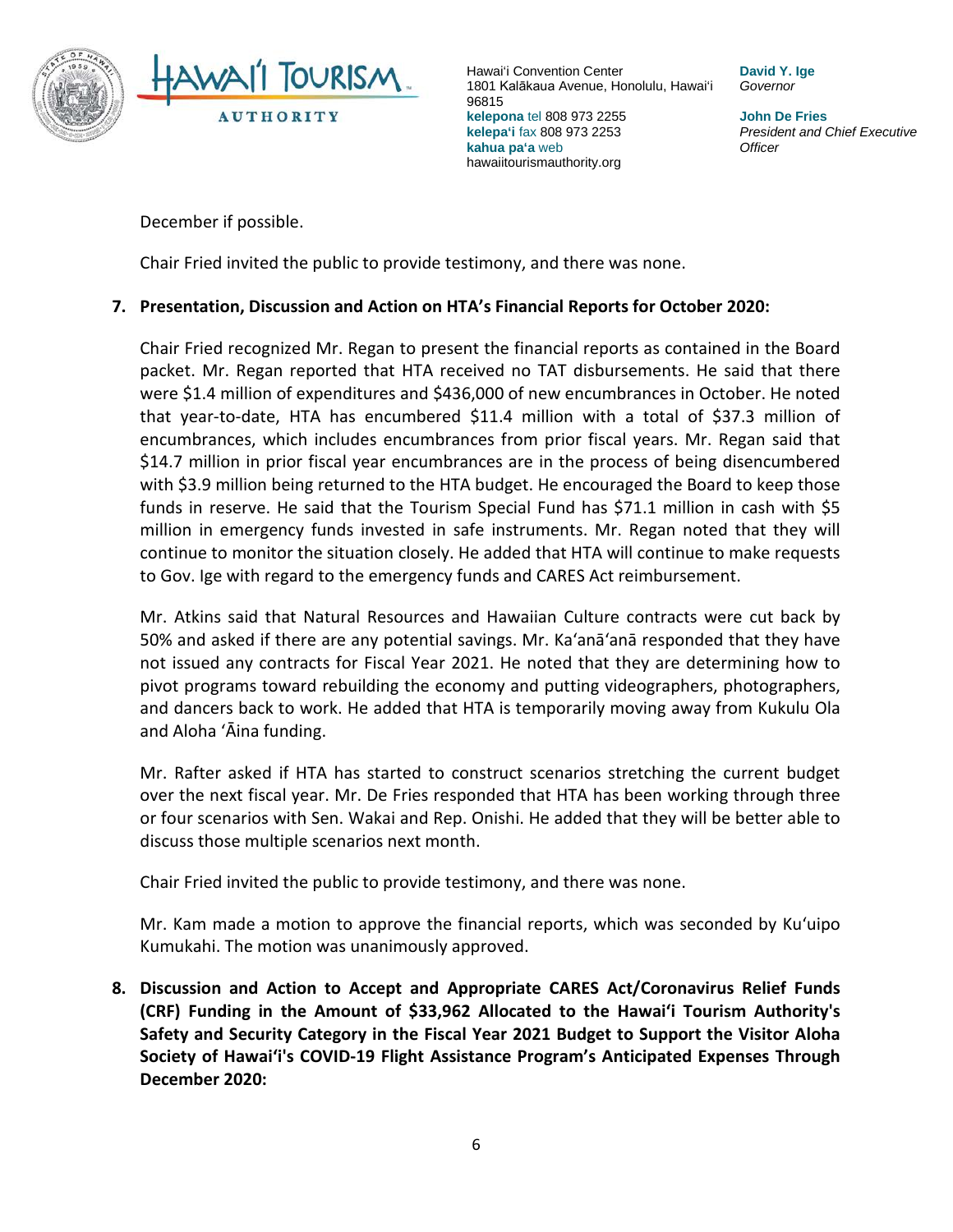December if possible.

Chair Fried invited the public to provide testimony, and there was none.

**7. Presentation, Discussion and Action on HTA's Financial Reports for October 2020:**

Chair Fried recognized Mr. Regan to present the financial reports as contained in the Board packet. Mr. Regan reported that HTA received no TAT disbursements. He said that there were $1.4 million of expenditures and $436,000 of new encumbrances in October. He noted that year-to-date, HTA has encumbered $11.4 million with a total of $37.3 million of encumbrances, which includes encumbrances from prior fiscal years. Mr. Regan said that $14.7 million in prior fiscal year encumbrances are in the process of being disencumbered with $3.9 million being returned to the HTA budget. He encouraged the Board to keep those funds in reserve. He said that the Tourism Special Fund has $71.1 million in cash with $5 million in emergency funds invested in safe instruments. Mr. Regan noted that they will continue to monitor the situation closely. He added that HTA will continue to make requests to Gov. Ige with regard to the emergency funds and CARES Act reimbursement.

Mr. Atkins said that Natural Resources and Hawaiian Culture contracts were cut back by 50% and asked if there are any potential savings. Mr. Ka'anā'anā responded that they have not issued any contracts for Fiscal Year 2021. He noted that they are determining how to pivot programs toward rebuilding the economy and putting videographers, photographers, and dancers back to work. He added that HTA is temporarily moving away from Kukulu Ola and Aloha 'Āina funding.

Mr. Rafter asked if HTA has started to construct scenarios stretching the current budget over the next fiscal year. Mr. De Fries responded that HTA has been working through three or four scenarios with Sen. Wakai and Rep. Onishi. He added that they will be better able to discuss those multiple scenarios next month.

Chair Fried invited the public to provide testimony, and there was none.

Mr. Kam made a motion to approve the financial reports, which was seconded by Ku'uipo Kumukahi. The motion was unanimously approved.

**8. Discussion and Action to Accept and Appropriate CARES Act/Coronavirus Relief Funds (CRF) Funding in the Amount of $33,962 Allocated to the Hawai'i Tourism Authority's Safety and Security Category in the Fiscal Year 2021 Budget to Support the Visitor Aloha Society of Hawai'i's COVID-19 Flight Assistance Program's Anticipated Expenses Through December 2020:**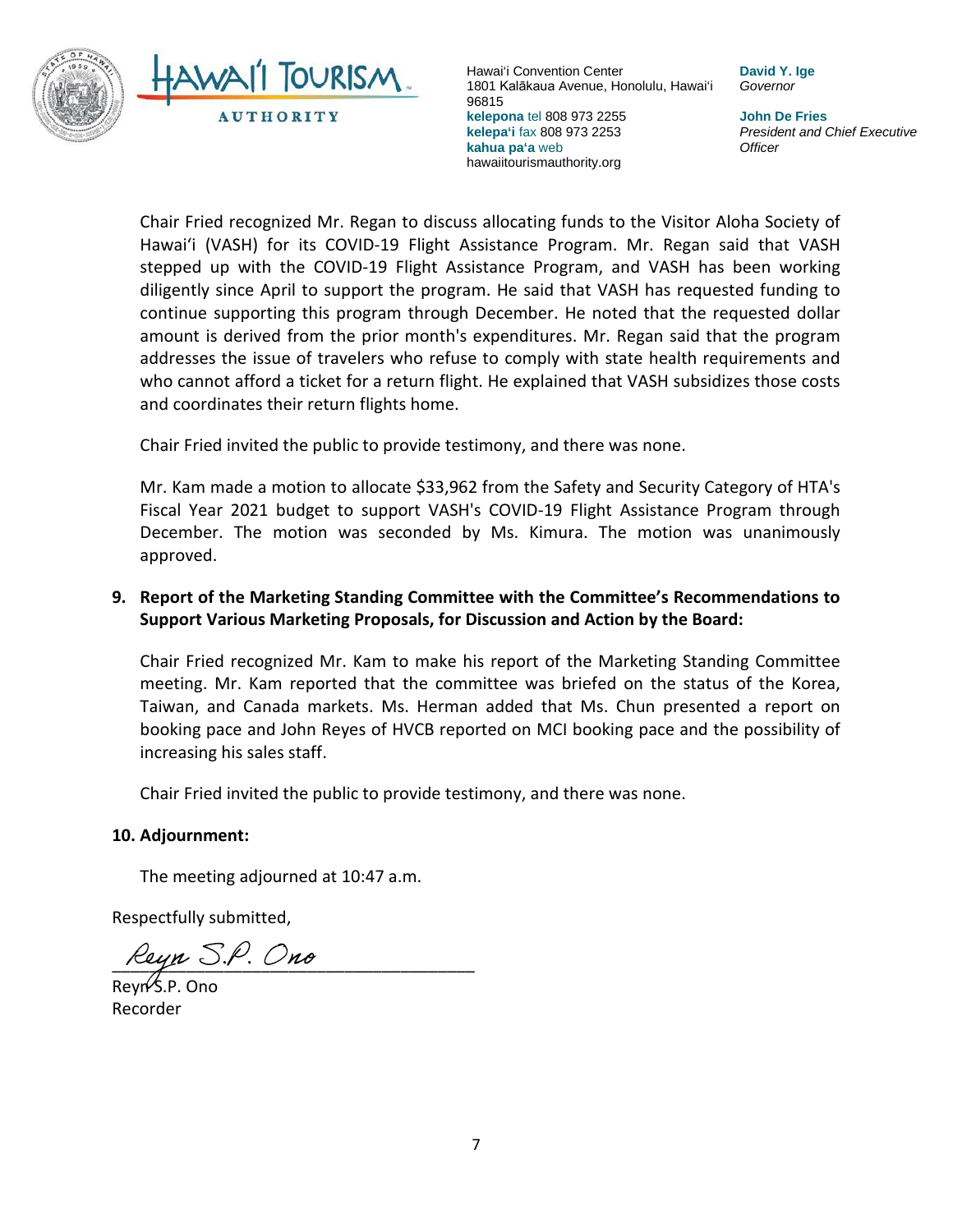Chair Fried recognized Mr. Regan to discuss allocating funds to the Visitor Aloha Society of Hawaiʻi (VASH) for its COVID-19 Flight Assistance Program. Mr. Regan said that VASH stepped up with the COVID-19 Flight Assistance Program, and VASH has been working diligently since April to support the program. He said that VASH has requested funding to continue supporting this program through December. He noted that the requested dollar amount is derived from the prior month's expenditures. Mr. Regan said that the program addresses the issue of travelers who refuse to comply with state health requirements and who cannot afford a ticket for a return flight. He explained that VASH subsidizes those costs and coordinates their return flights home.

Chair Fried invited the public to provide testimony, and there was none.

Mr. Kam made a motion to allocate $33,962 from the Safety and Security Category of HTA's Fiscal Year 2021 budget to support VASH's COVID-19 Flight Assistance Program through December. The motion was seconded by Ms. Kimura. The motion was unanimously approved.

**9. Report of the Marketing Standing Committee with the Committee's Recommendations to Support Various Marketing Proposals, for Discussion and Action by the Board:**

Chair Fried recognized Mr. Kam to make his report of the Marketing Standing Committee meeting. Mr. Kam reported that the committee was briefed on the status of the Korea, Taiwan, and Canada markets. Ms. Herman added that Ms. Chun presented a report on booking pace and John Reyes of HVCB reported on MCI booking pace and the possibility of increasing his sales staff.

Chair Fried invited the public to provide testimony, and there was none.

**10. Adjournment:**

The meeting adjourned at 10:47 a.m.

Respectfully submitted,

Reyn S.P. Ono

Reyn S.P. Ono
Recorder